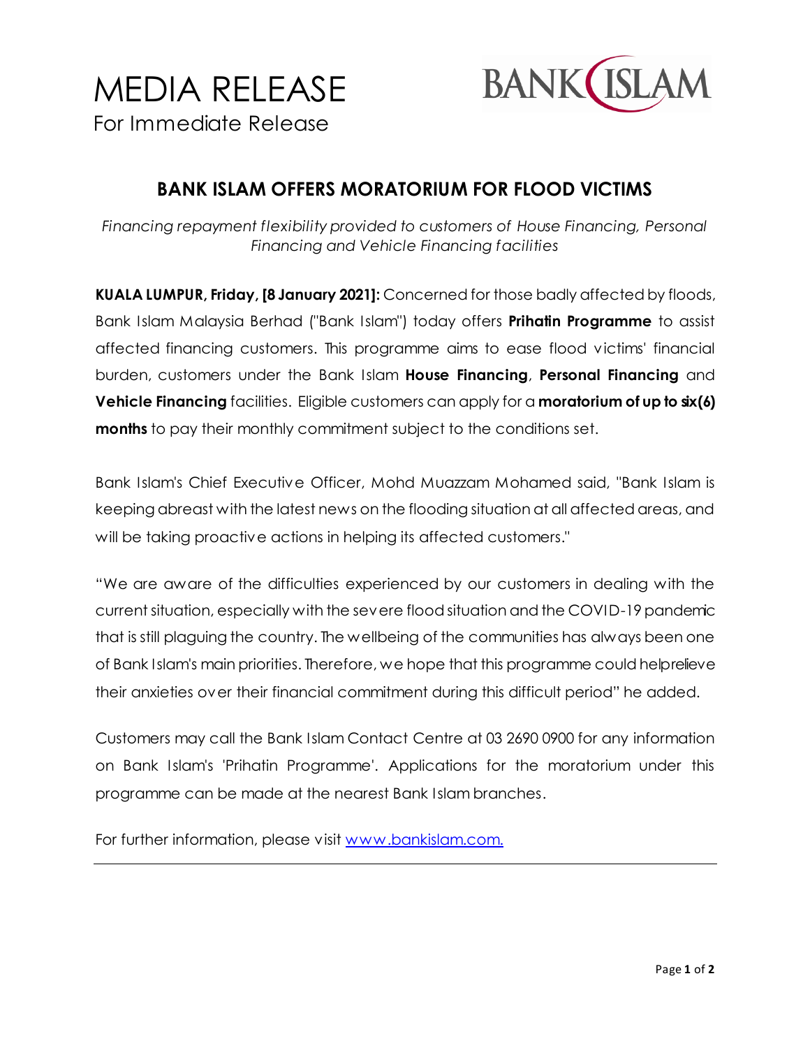# MEDIA RELEASE

For Immediate Release

BANK ISLAM

## BANK ISLAM OFFERS MORATORIUM FOR FLOOD VICTIMS

*Financing repayment flexibility provided to customers of House Financing, Personal Financing and Vehicle Financing facilities*

**KUALA LUMPUR, Friday, [8 January 2021]:** Concerned for those badly affected by floods, Bank Islam Malaysia Berhad ("Bank Islam") today offers **Prihatin Programme** to assist affected financing customers. This programme aims to ease flood victims' financial burden, customers under the Bank Islam **House Financing**, **Personal Financing** and **Vehicle Financing** facilities. Eligible customers can apply for a **moratorium of up to six(6) months** to pay their monthly commitment subject to the conditions set.

Bank Islam's Chief Executive Officer, Mohd Muazzam Mohamed said, "Bank Islam is keeping abreast with the latest news on the flooding situation at all affected areas, and will be taking proactive actions in helping its affected customers."

"We are aware of the difficulties experienced by our customers in dealing with the current situation, especially with the severe flood situation and the COVID-19 pandemic that is still plaguing the country. The wellbeing of the communities has always been one of Bank Islam's main priorities. Therefore, we hope that this programme could helprelieve their anxieties over their financial commitment during this difficult period" he added.

Customers may call the Bank Islam Contact Centre at 03 2690 0900 for any information on Bank Islam's 'Prihatin Programme'. Applications for the moratorium under this programme can be made at the nearest Bank Islam branches.

For further information, please visit www.bankislam.com.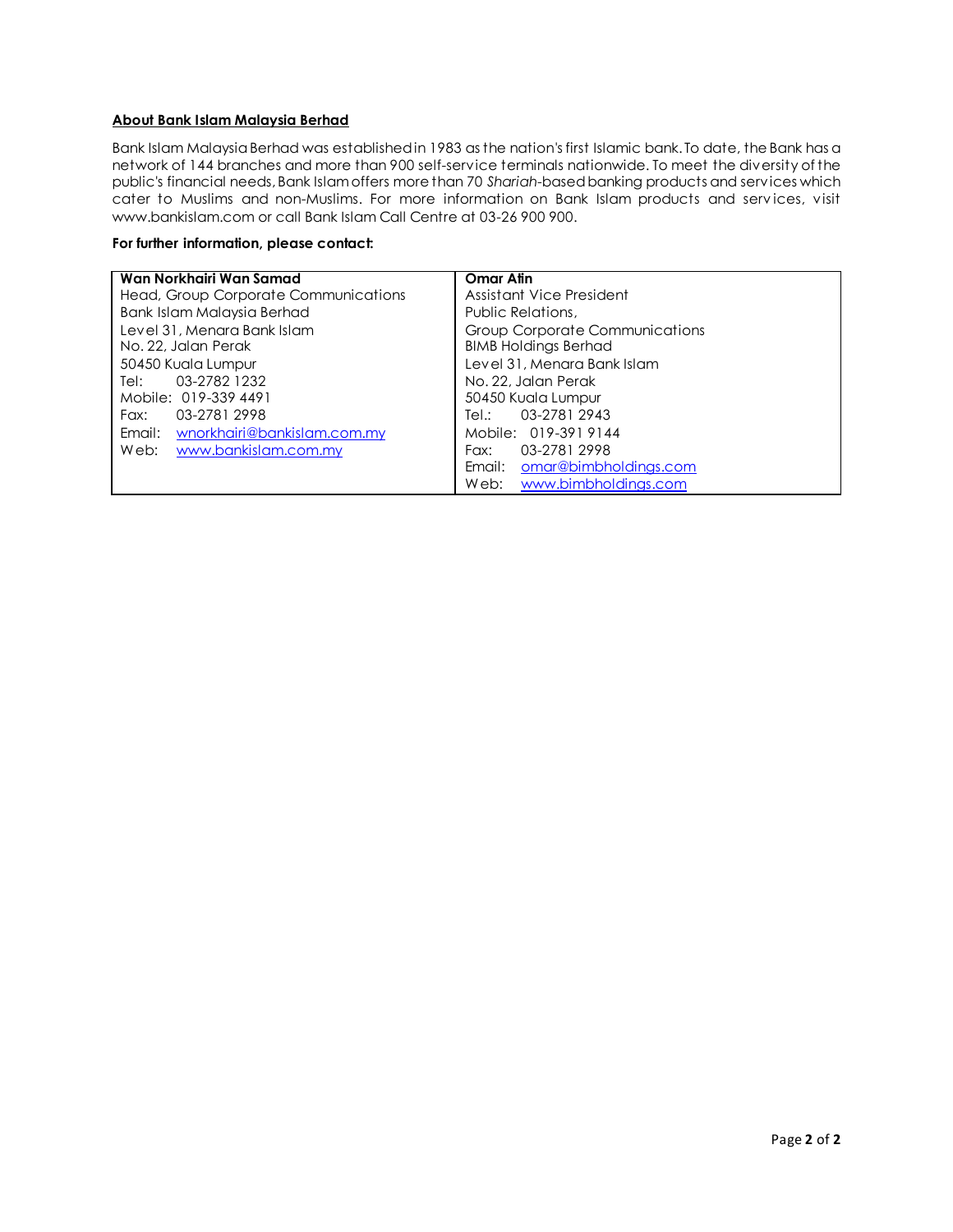**About Bank Islam Malaysia Berhad**

Bank Islam Malaysia Berhad was established in 1983 as the nation's first Islamic bank. To date, the Bank has a network of 144 branches and more than 900 self-service terminals nationwide. To meet the diversity of the public's financial needs, Bank Islam offers more than 70 *Shariah*-based banking products and services which cater to Muslims and non-Muslims. For more information on Bank Islam products and services, visit www.bankislam.com or call Bank Islam Call Centre at 03-26 900 900.

**For further information, please contact:**

| | |
|---|---|
| **Wan Norkhairi Wan Samad**<br>Head, Group Corporate Communications<br>Bank Islam Malaysia Berhad<br>Level 31, Menara Bank Islam<br>No. 22, Jalan Perak<br>50450 Kuala Lumpur<br>Tel: 03-2782 1232<br>Mobile: 019-339 4491<br>Fax: 03-2781 2998<br>Email: wnorkhairi@bankislam.com.my<br>Web: www.bankislam.com.my | **Omar Atin**<br>Assistant Vice President<br>Public Relations,<br>Group Corporate Communications<br>BIMB Holdings Berhad<br>Level 31, Menara Bank Islam<br>No. 22, Jalan Perak<br>50450 Kuala Lumpur<br>Tel.: 03-2781 2943<br>Mobile: 019-391 9144<br>Fax: 03-2781 2998<br>Email: omar@bimbholdings.com<br>Web: www.bimbholdings.com |